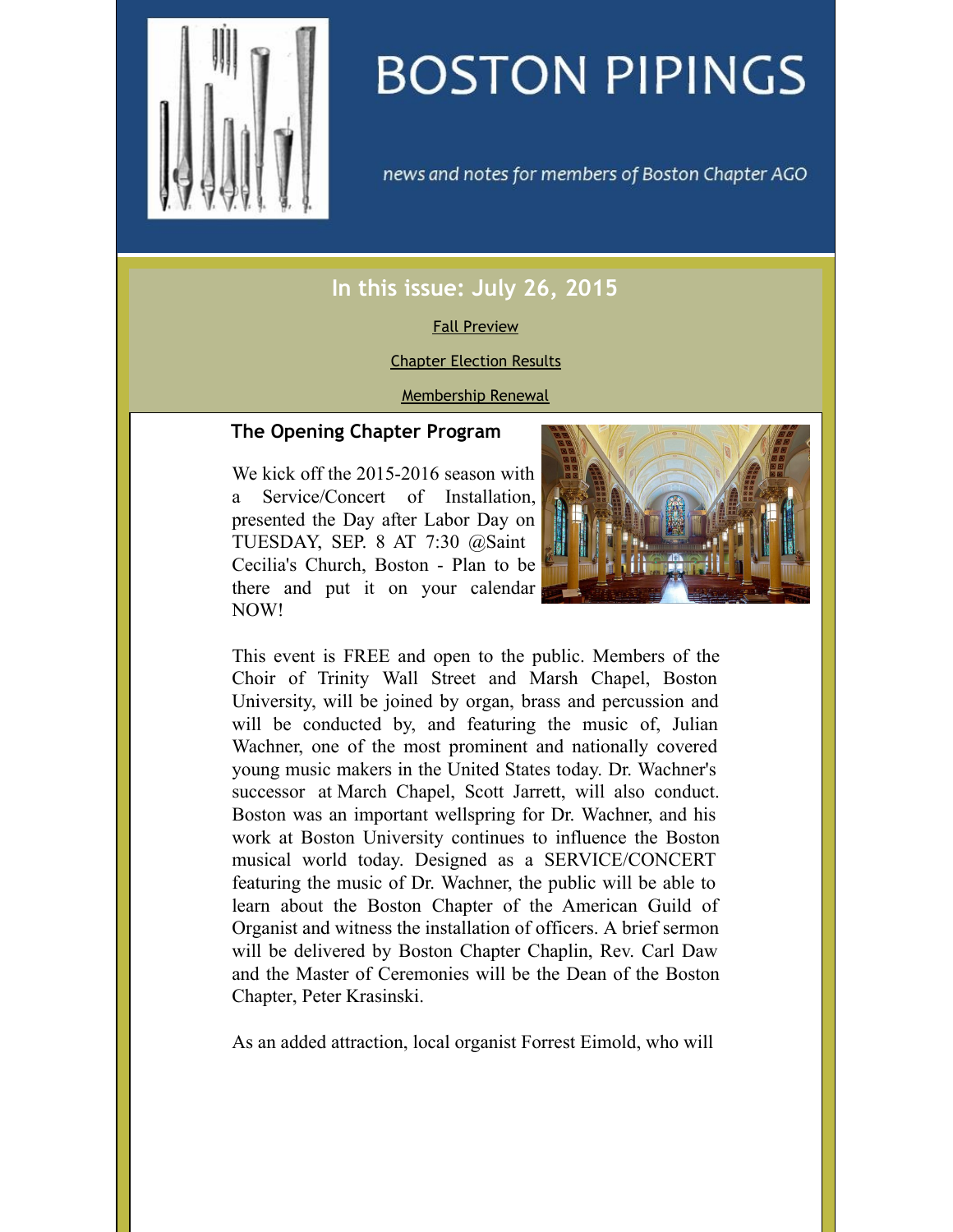# BOSTON PIPINGS

*news and notes for members of Boston Chapter AGO*

## In this issue: July 26, 2015

Fall Preview

Chapter Election Results

Membership Renewal

### The Opening Chapter Program

We kick off the 2015-2016 season with a Service/Concert of Installation, presented the Day after Labor Day on TUESDAY, SEP. 8 AT 7:30 @Saint Cecilia's Church, Boston - Plan to be there and put it on your calendar NOW!

This event is FREE and open to the public. Members of the Choir of Trinity Wall Street and Marsh Chapel, Boston University, will be joined by organ, brass and percussion and will be conducted by, and featuring the music of, Julian Wachner, one of the most prominent and nationally covered young music makers in the United States today. Dr. Wachner's successor at March Chapel, Scott Jarrett, will also conduct. Boston was an important wellspring for Dr. Wachner, and his work at Boston University continues to influence the Boston musical world today. Designed as a SERVICE/CONCERT featuring the music of Dr. Wachner, the public will be able to learn about the Boston Chapter of the American Guild of Organist and witness the installation of officers. A brief sermon will be delivered by Boston Chapter Chaplin, Rev. Carl Daw and the Master of Ceremonies will be the Dean of the Boston Chapter, Peter Krasinski.

As an added attraction, local organist Forrest Eimold, who will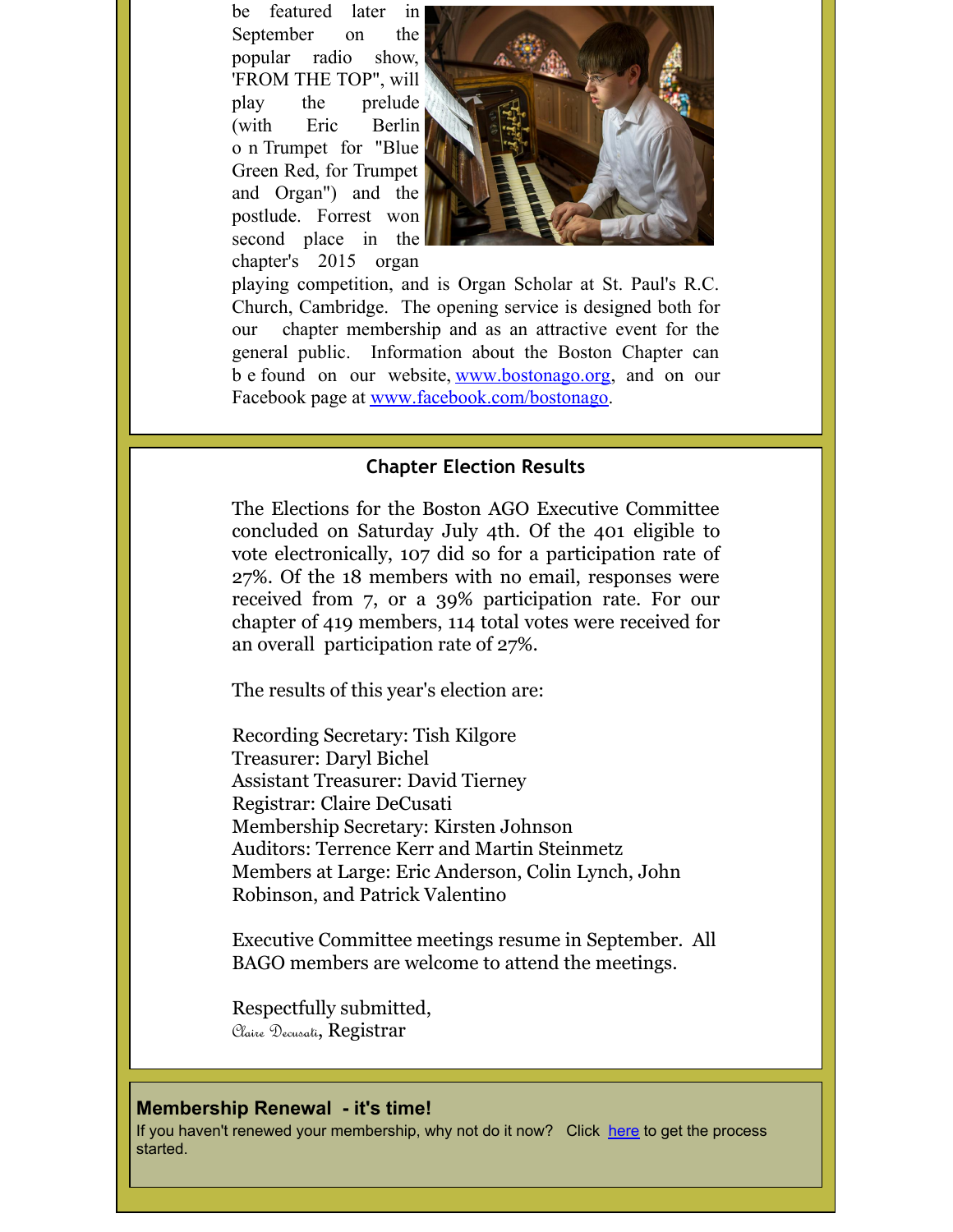be featured later in September on the popular radio show, 'FROM THE TOP", will play the prelude (with Eric Berlin on Trumpet for "Blue Green Red, for Trumpet and Organ") and the postlude. Forrest won second place in the chapter's 2015 organ playing competition, and is Organ Scholar at St. Paul's R.C. Church, Cambridge. The opening service is designed both for our chapter membership and as an attractive event for the general public. Information about the Boston Chapter can be found on our website, www.bostonago.org, and on our Facebook page at www.facebook.com/bostonago.

## Chapter Election Results

The Elections for the Boston AGO Executive Committee concluded on Saturday July 4th. Of the 401 eligible to vote electronically, 107 did so for a participation rate of 27%. Of the 18 members with no email, responses were received from 7, or a 39% participation rate. For our chapter of 419 members, 114 total votes were received for an overall participation rate of 27%.

The results of this year's election are:

Recording Secretary: Tish Kilgore
Treasurer: Daryl Bichel
Assistant Treasurer: David Tierney
Registrar: Claire DeCusati
Membership Secretary: Kirsten Johnson
Auditors: Terrence Kerr and Martin Steinmetz
Members at Large: Eric Anderson, Colin Lynch, John Robinson, and Patrick Valentino

Executive Committee meetings resume in September. All BAGO members are welcome to attend the meetings.

Respectfully submitted,
*Claire Decusati*, Registrar

## Membership Renewal - it's time!

If you haven't renewed your membership, why not do it now? Click here to get the process started.